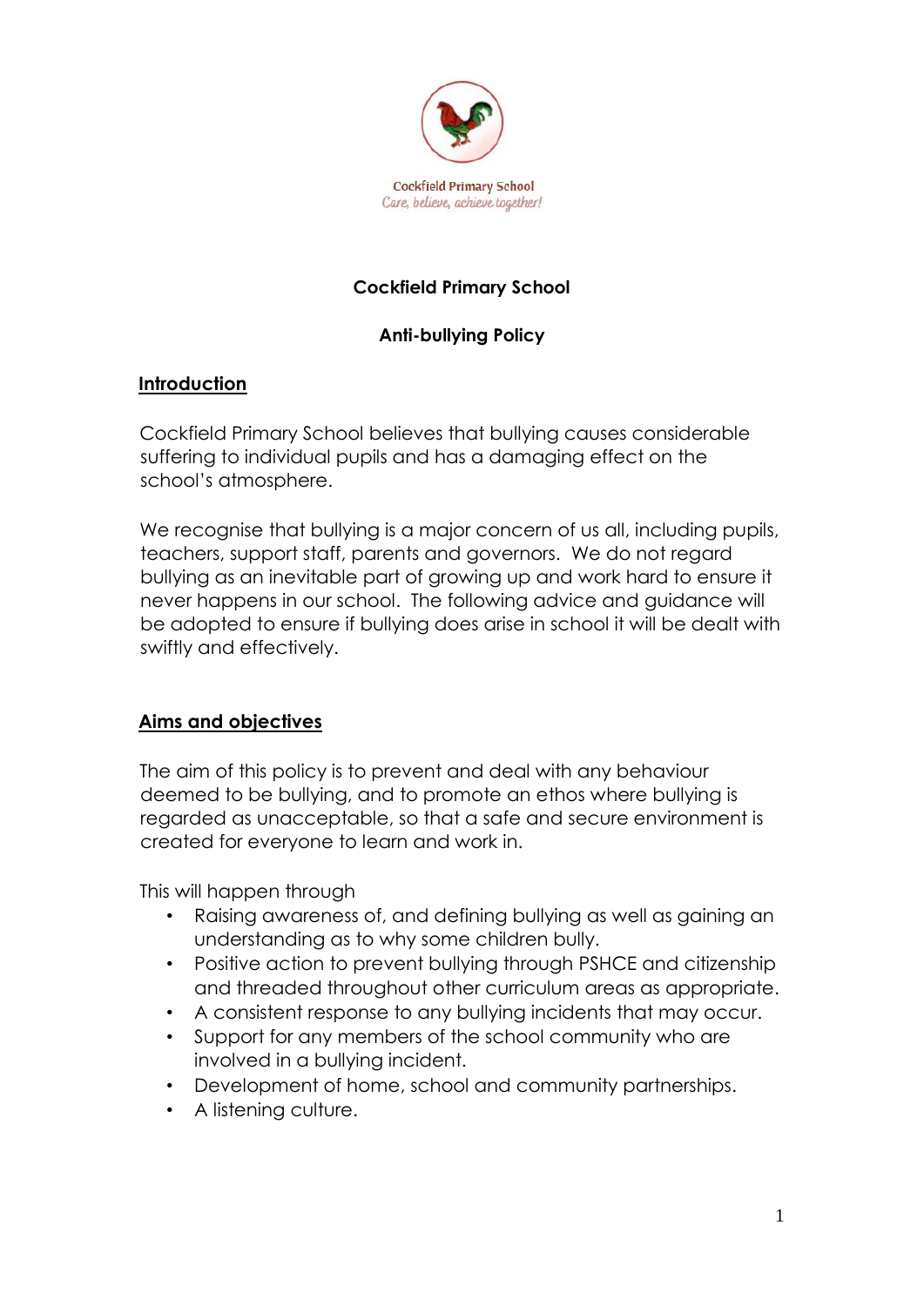Cockfield Primary School
*Care, believe, achieve together!*

# Cockfield Primary School

## Anti-bullying Policy

### Introduction

Cockfield Primary School believes that bullying causes considerable suffering to individual pupils and has a damaging effect on the school's atmosphere.

We recognise that bullying is a major concern of us all, including pupils, teachers, support staff, parents and governors. We do not regard bullying as an inevitable part of growing up and work hard to ensure it never happens in our school. The following advice and guidance will be adopted to ensure if bullying does arise in school it will be dealt with swiftly and effectively.

### Aims and objectives

The aim of this policy is to prevent and deal with any behaviour deemed to be bullying, and to promote an ethos where bullying is regarded as unacceptable, so that a safe and secure environment is created for everyone to learn and work in.

This will happen through

- Raising awareness of, and defining bullying as well as gaining an understanding as to why some children bully.
- Positive action to prevent bullying through PSHCE and citizenship and threaded throughout other curriculum areas as appropriate.
- A consistent response to any bullying incidents that may occur.
- Support for any members of the school community who are involved in a bullying incident.
- Development of home, school and community partnerships.
- A listening culture.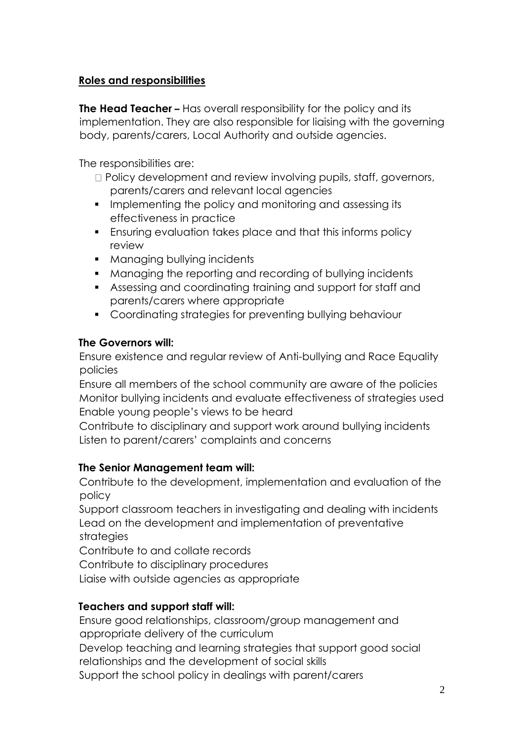## Roles and responsibilities

**The Head Teacher –** Has overall responsibility for the policy and its implementation. They are also responsible for liaising with the governing body, parents/carers, Local Authority and outside agencies.

The responsibilities are:

- Policy development and review involving pupils, staff, governors, parents/carers and relevant local agencies
- Implementing the policy and monitoring and assessing its effectiveness in practice
- Ensuring evaluation takes place and that this informs policy review
- Managing bullying incidents
- Managing the reporting and recording of bullying incidents
- Assessing and coordinating training and support for staff and parents/carers where appropriate
- Coordinating strategies for preventing bullying behaviour

**The Governors will:**

Ensure existence and regular review of Anti-bullying and Race Equality policies
Ensure all members of the school community are aware of the policies
Monitor bullying incidents and evaluate effectiveness of strategies used
Enable young people's views to be heard
Contribute to disciplinary and support work around bullying incidents
Listen to parent/carers' complaints and concerns

**The Senior Management team will:**

Contribute to the development, implementation and evaluation of the policy
Support classroom teachers in investigating and dealing with incidents
Lead on the development and implementation of preventative strategies
Contribute to and collate records
Contribute to disciplinary procedures
Liaise with outside agencies as appropriate

**Teachers and support staff will:**

Ensure good relationships, classroom/group management and appropriate delivery of the curriculum
Develop teaching and learning strategies that support good social relationships and the development of social skills
Support the school policy in dealings with parent/carers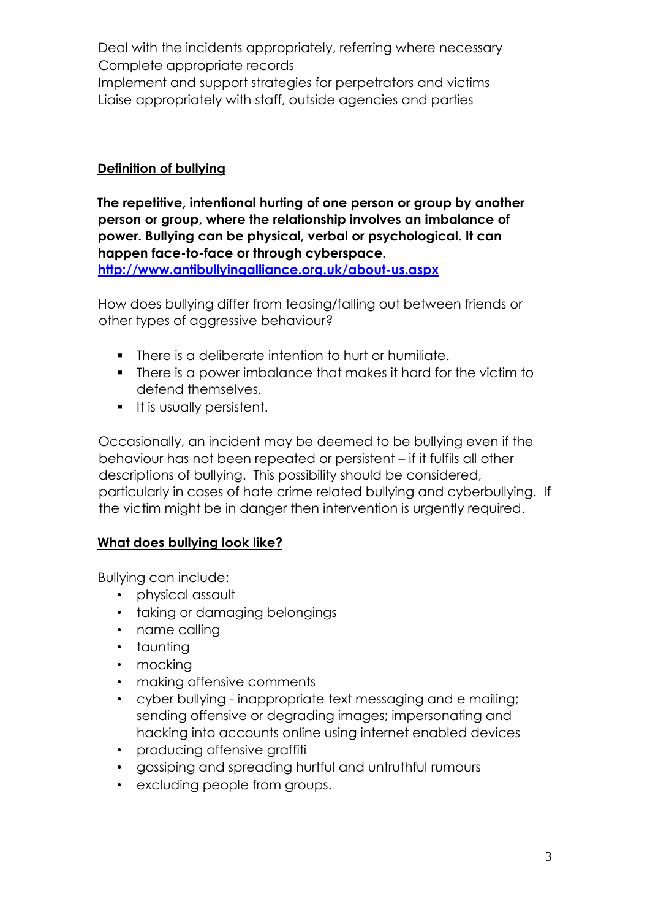Deal with the incidents appropriately, referring where necessary
Complete appropriate records
Implement and support strategies for perpetrators and victims
Liaise appropriately with staff, outside agencies and parties

## Definition of bullying

**The repetitive, intentional hurting of one person or group by another person or group, where the relationship involves an imbalance of power. Bullying can be physical, verbal or psychological. It can happen face-to-face or through cyberspace.**
**http://www.antibullyingalliance.org.uk/about-us.aspx**

How does bullying differ from teasing/falling out between friends or other types of aggressive behaviour?

- There is a deliberate intention to hurt or humiliate.
- There is a power imbalance that makes it hard for the victim to defend themselves.
- It is usually persistent.

Occasionally, an incident may be deemed to be bullying even if the behaviour has not been repeated or persistent – if it fulfils all other descriptions of bullying. This possibility should be considered, particularly in cases of hate crime related bullying and cyberbullying. If the victim might be in danger then intervention is urgently required.

## What does bullying look like?

Bullying can include:

- physical assault
- taking or damaging belongings
- name calling
- taunting
- mocking
- making offensive comments
- cyber bullying - inappropriate text messaging and e mailing; sending offensive or degrading images; impersonating and hacking into accounts online using internet enabled devices
- producing offensive graffiti
- gossiping and spreading hurtful and untruthful rumours
- excluding people from groups.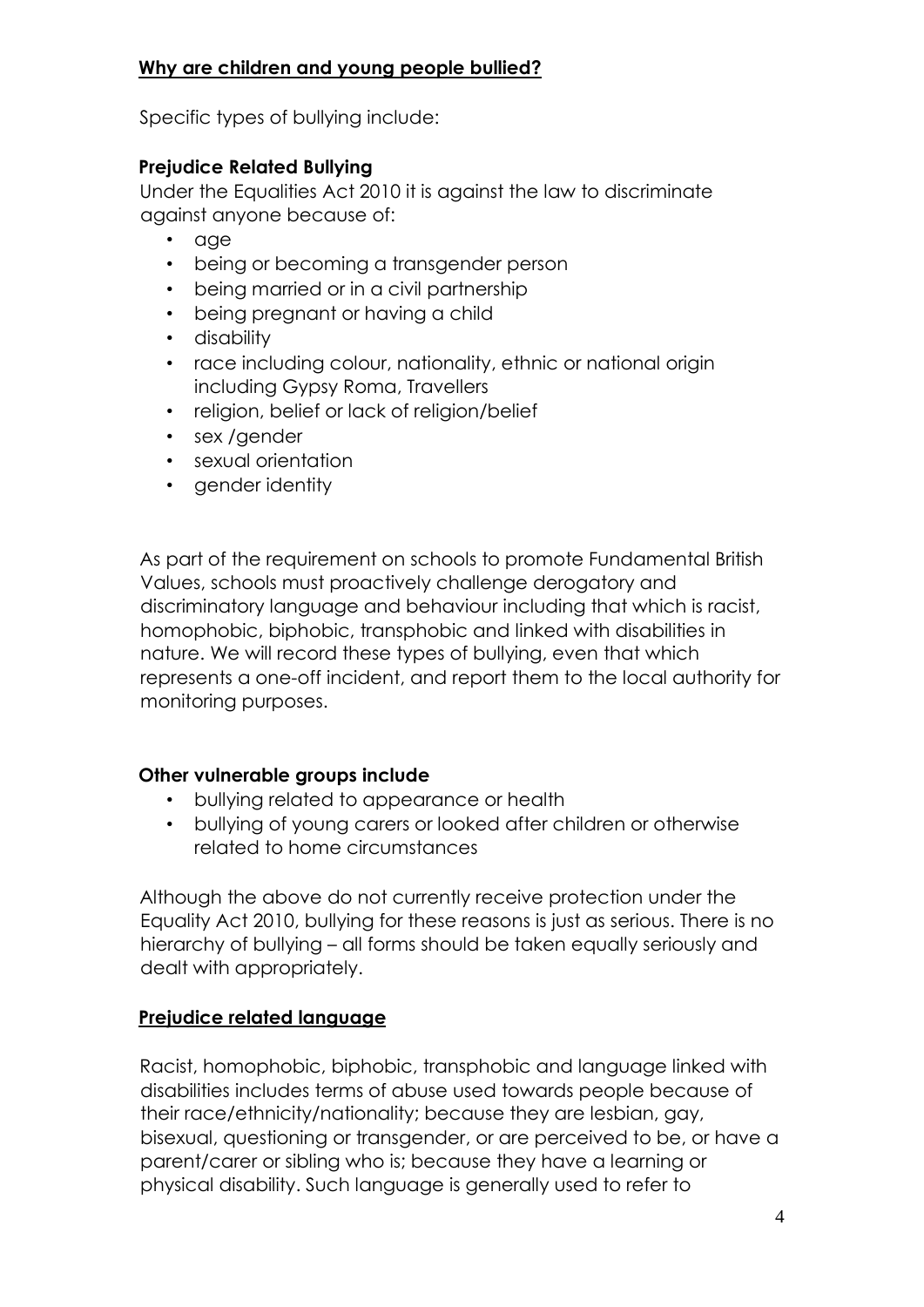## Why are children and young people bullied?

Specific types of bullying include:

### Prejudice Related Bullying

Under the Equalities Act 2010 it is against the law to discriminate against anyone because of:

- age
- being or becoming a transgender person
- being married or in a civil partnership
- being pregnant or having a child
- disability
- race including colour, nationality, ethnic or national origin including Gypsy Roma, Travellers
- religion, belief or lack of religion/belief
- sex /gender
- sexual orientation
- gender identity

As part of the requirement on schools to promote Fundamental British Values, schools must proactively challenge derogatory and discriminatory language and behaviour including that which is racist, homophobic, biphobic, transphobic and linked with disabilities in nature. We will record these types of bullying, even that which represents a one-off incident, and report them to the local authority for monitoring purposes.

### Other vulnerable groups include

- bullying related to appearance or health
- bullying of young carers or looked after children or otherwise related to home circumstances

Although the above do not currently receive protection under the Equality Act 2010, bullying for these reasons is just as serious. There is no hierarchy of bullying – all forms should be taken equally seriously and dealt with appropriately.

## Prejudice related language

Racist, homophobic, biphobic, transphobic and language linked with disabilities includes terms of abuse used towards people because of their race/ethnicity/nationality; because they are lesbian, gay, bisexual, questioning or transgender, or are perceived to be, or have a parent/carer or sibling who is; because they have a learning or physical disability. Such language is generally used to refer to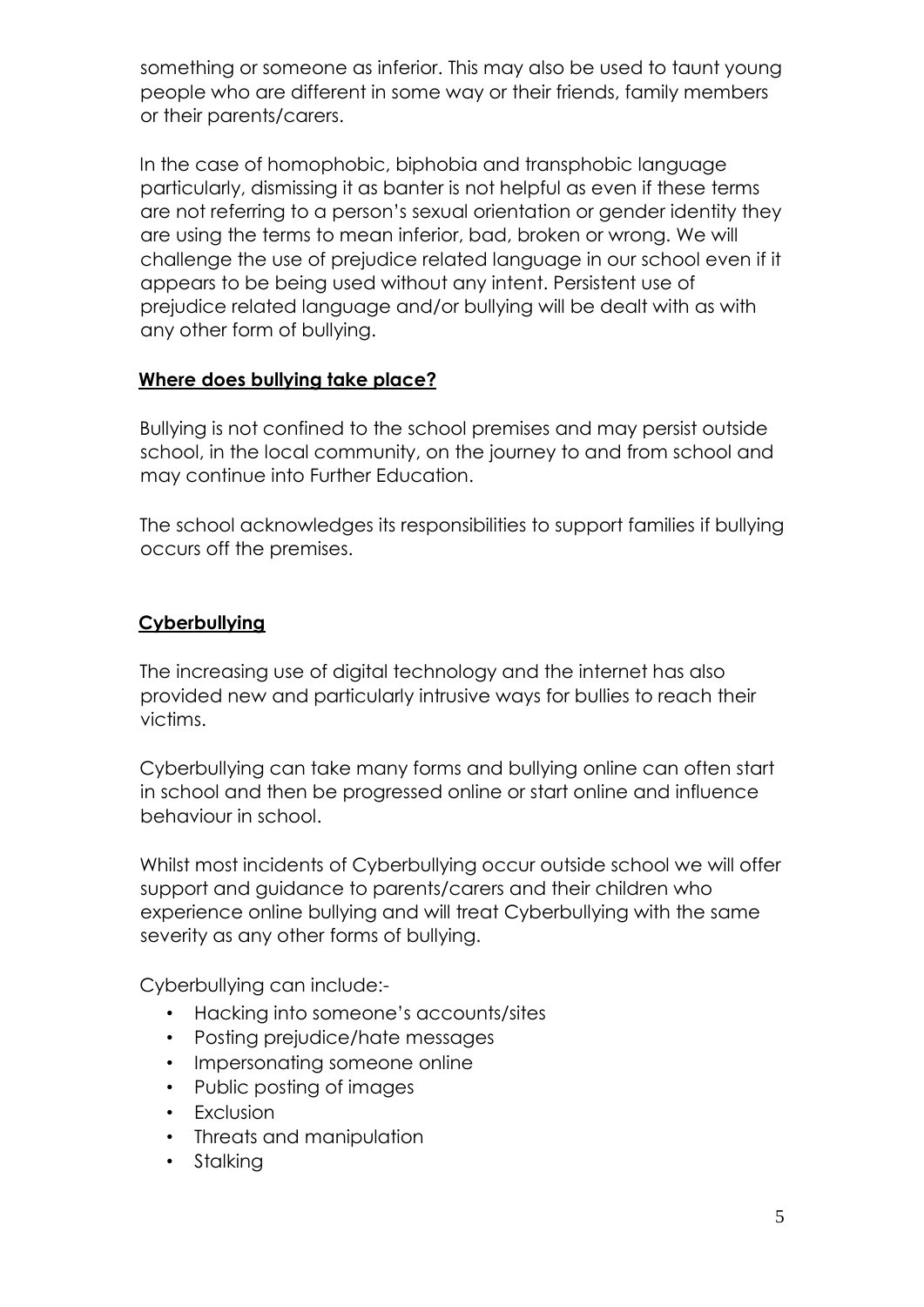something or someone as inferior. This may also be used to taunt young people who are different in some way or their friends, family members or their parents/carers.

In the case of homophobic, biphobia and transphobic language particularly, dismissing it as banter is not helpful as even if these terms are not referring to a person's sexual orientation or gender identity they are using the terms to mean inferior, bad, broken or wrong. We will challenge the use of prejudice related language in our school even if it appears to be being used without any intent. Persistent use of prejudice related language and/or bullying will be dealt with as with any other form of bullying.

## Where does bullying take place?

Bullying is not confined to the school premises and may persist outside school, in the local community, on the journey to and from school and may continue into Further Education.

The school acknowledges its responsibilities to support families if bullying occurs off the premises.

## Cyberbullying

The increasing use of digital technology and the internet has also provided new and particularly intrusive ways for bullies to reach their victims.

Cyberbullying can take many forms and bullying online can often start in school and then be progressed online or start online and influence behaviour in school.

Whilst most incidents of Cyberbullying occur outside school we will offer support and guidance to parents/carers and their children who experience online bullying and will treat Cyberbullying with the same severity as any other forms of bullying.

Cyberbullying can include:-

- Hacking into someone's accounts/sites
- Posting prejudice/hate messages
- Impersonating someone online
- Public posting of images
- Exclusion
- Threats and manipulation
- Stalking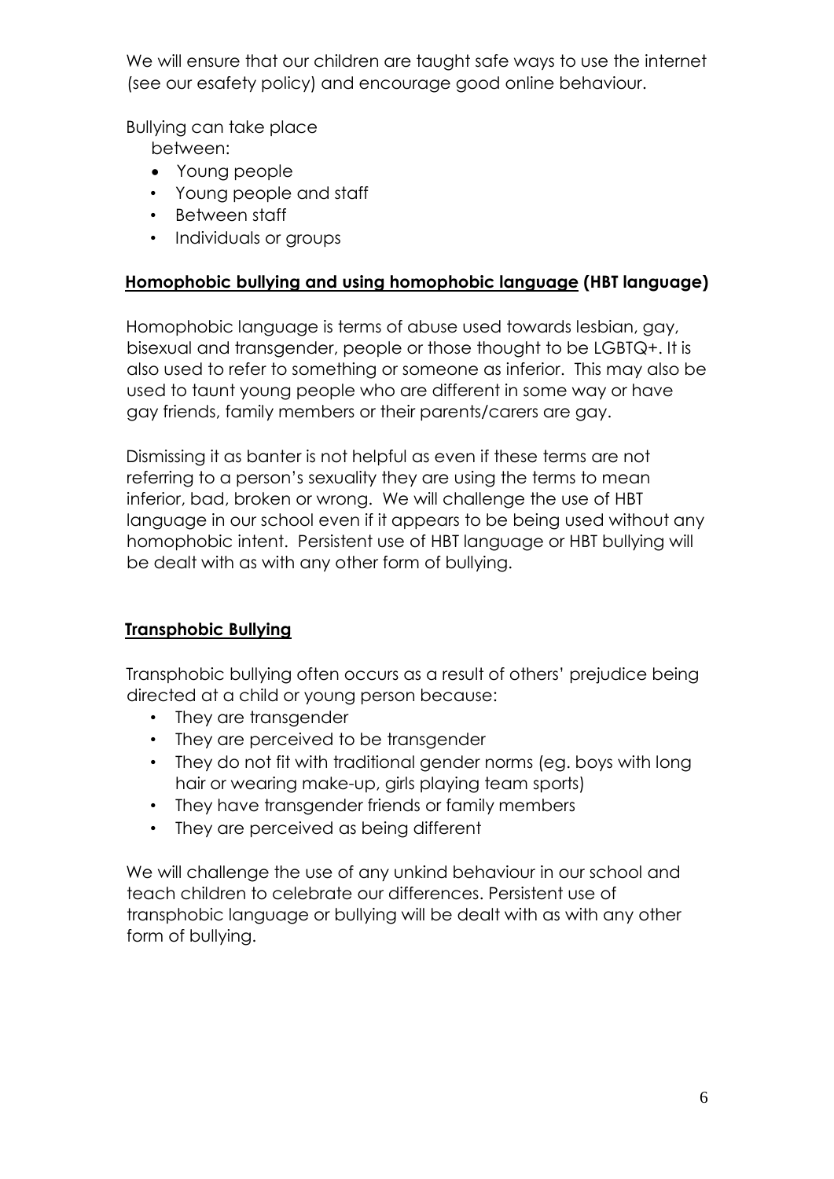We will ensure that our children are taught safe ways to use the internet (see our esafety policy) and encourage good online behaviour.

Bullying can take place between:

- Young people
- Young people and staff
- Between staff
- Individuals or groups

**Homophobic bullying and using homophobic language (HBT language)**

Homophobic language is terms of abuse used towards lesbian, gay, bisexual and transgender, people or those thought to be LGBTQ+. It is also used to refer to something or someone as inferior. This may also be used to taunt young people who are different in some way or have gay friends, family members or their parents/carers are gay.

Dismissing it as banter is not helpful as even if these terms are not referring to a person's sexuality they are using the terms to mean inferior, bad, broken or wrong. We will challenge the use of HBT language in our school even if it appears to be being used without any homophobic intent. Persistent use of HBT language or HBT bullying will be dealt with as with any other form of bullying.

**Transphobic Bullying**

Transphobic bullying often occurs as a result of others' prejudice being directed at a child or young person because:

- They are transgender
- They are perceived to be transgender
- They do not fit with traditional gender norms (eg. boys with long hair or wearing make-up, girls playing team sports)
- They have transgender friends or family members
- They are perceived as being different

We will challenge the use of any unkind behaviour in our school and teach children to celebrate our differences. Persistent use of transphobic language or bullying will be dealt with as with any other form of bullying.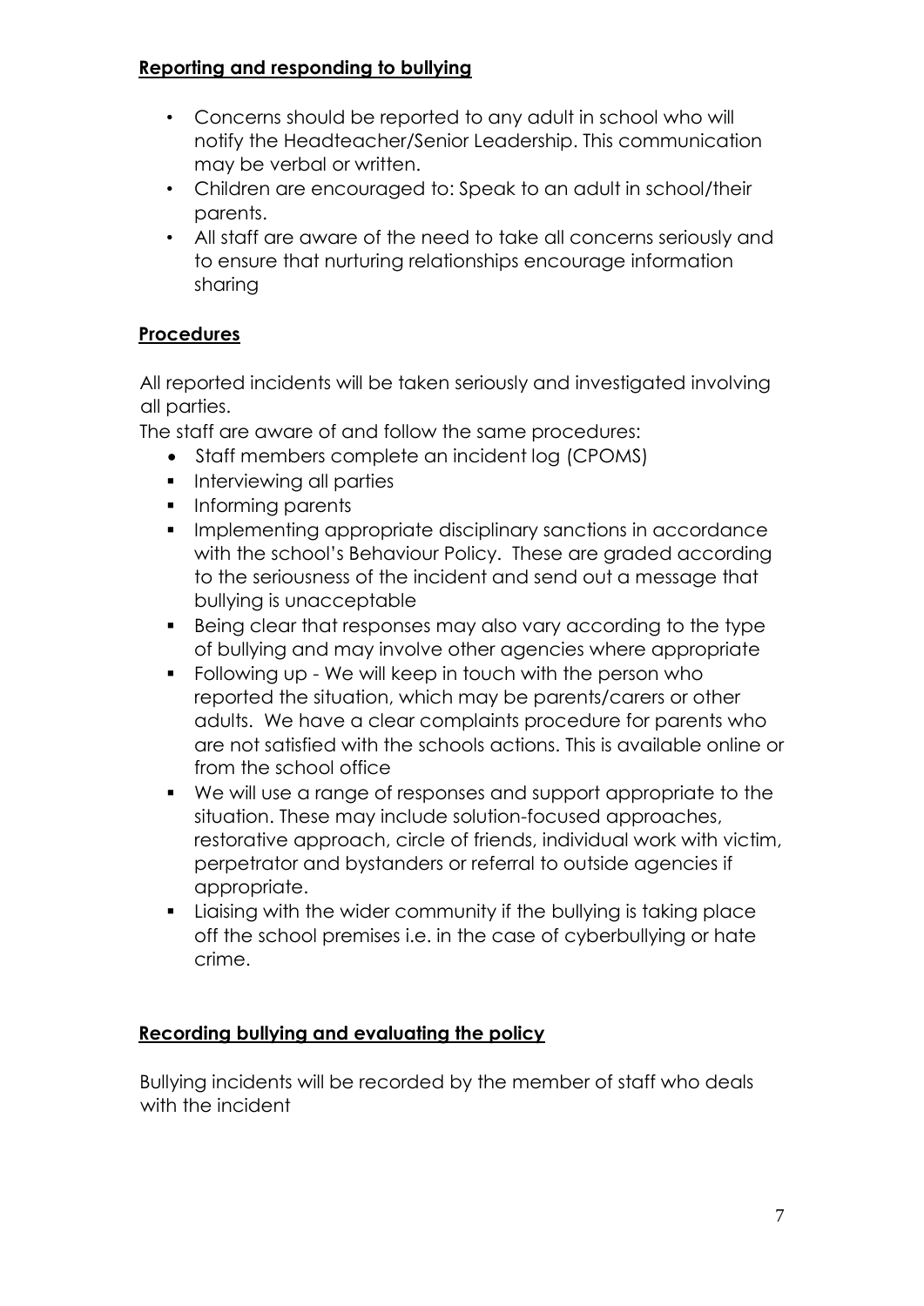## Reporting and responding to bullying

- Concerns should be reported to any adult in school who will notify the Headteacher/Senior Leadership. This communication may be verbal or written.
- Children are encouraged to: Speak to an adult in school/their parents.
- All staff are aware of the need to take all concerns seriously and to ensure that nurturing relationships encourage information sharing

## Procedures

All reported incidents will be taken seriously and investigated involving all parties.

The staff are aware of and follow the same procedures:

- Staff members complete an incident log (CPOMS)
- Interviewing all parties
- Informing parents
- Implementing appropriate disciplinary sanctions in accordance with the school's Behaviour Policy. These are graded according to the seriousness of the incident and send out a message that bullying is unacceptable
- Being clear that responses may also vary according to the type of bullying and may involve other agencies where appropriate
- Following up - We will keep in touch with the person who reported the situation, which may be parents/carers or other adults. We have a clear complaints procedure for parents who are not satisfied with the schools actions. This is available online or from the school office
- We will use a range of responses and support appropriate to the situation. These may include solution-focused approaches, restorative approach, circle of friends, individual work with victim, perpetrator and bystanders or referral to outside agencies if appropriate.
- Liaising with the wider community if the bullying is taking place off the school premises i.e. in the case of cyberbullying or hate crime.

## Recording bullying and evaluating the policy

Bullying incidents will be recorded by the member of staff who deals with the incident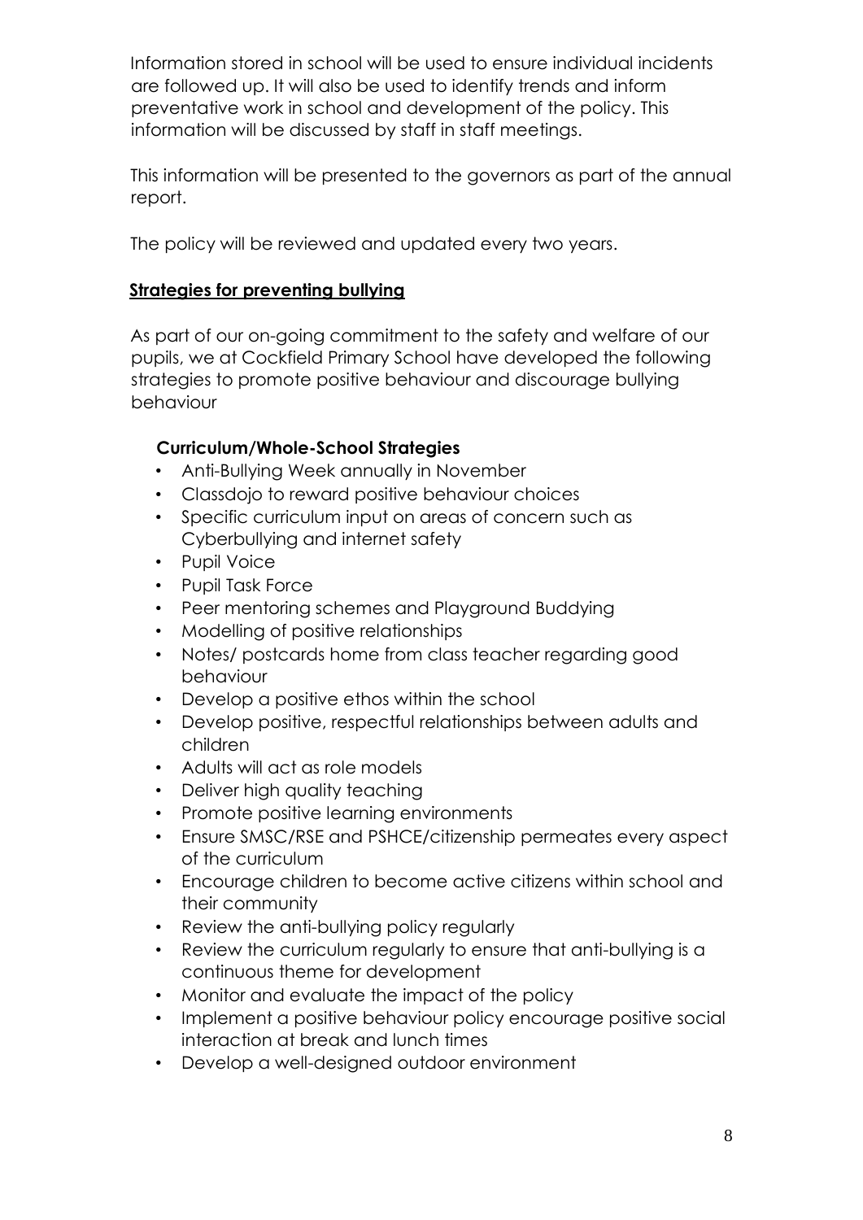Information stored in school will be used to ensure individual incidents are followed up. It will also be used to identify trends and inform preventative work in school and development of the policy. This information will be discussed by staff in staff meetings.

This information will be presented to the governors as part of the annual report.

The policy will be reviewed and updated every two years.

## Strategies for preventing bullying

As part of our on-going commitment to the safety and welfare of our pupils, we at Cockfield Primary School have developed the following strategies to promote positive behaviour and discourage bullying behaviour

### Curriculum/Whole-School Strategies

- Anti-Bullying Week annually in November
- Classdojo to reward positive behaviour choices
- Specific curriculum input on areas of concern such as Cyberbullying and internet safety
- Pupil Voice
- Pupil Task Force
- Peer mentoring schemes and Playground Buddying
- Modelling of positive relationships
- Notes/ postcards home from class teacher regarding good behaviour
- Develop a positive ethos within the school
- Develop positive, respectful relationships between adults and children
- Adults will act as role models
- Deliver high quality teaching
- Promote positive learning environments
- Ensure SMSC/RSE and PSHCE/citizenship permeates every aspect of the curriculum
- Encourage children to become active citizens within school and their community
- Review the anti-bullying policy regularly
- Review the curriculum regularly to ensure that anti-bullying is a continuous theme for development
- Monitor and evaluate the impact of the policy
- Implement a positive behaviour policy encourage positive social interaction at break and lunch times
- Develop a well-designed outdoor environment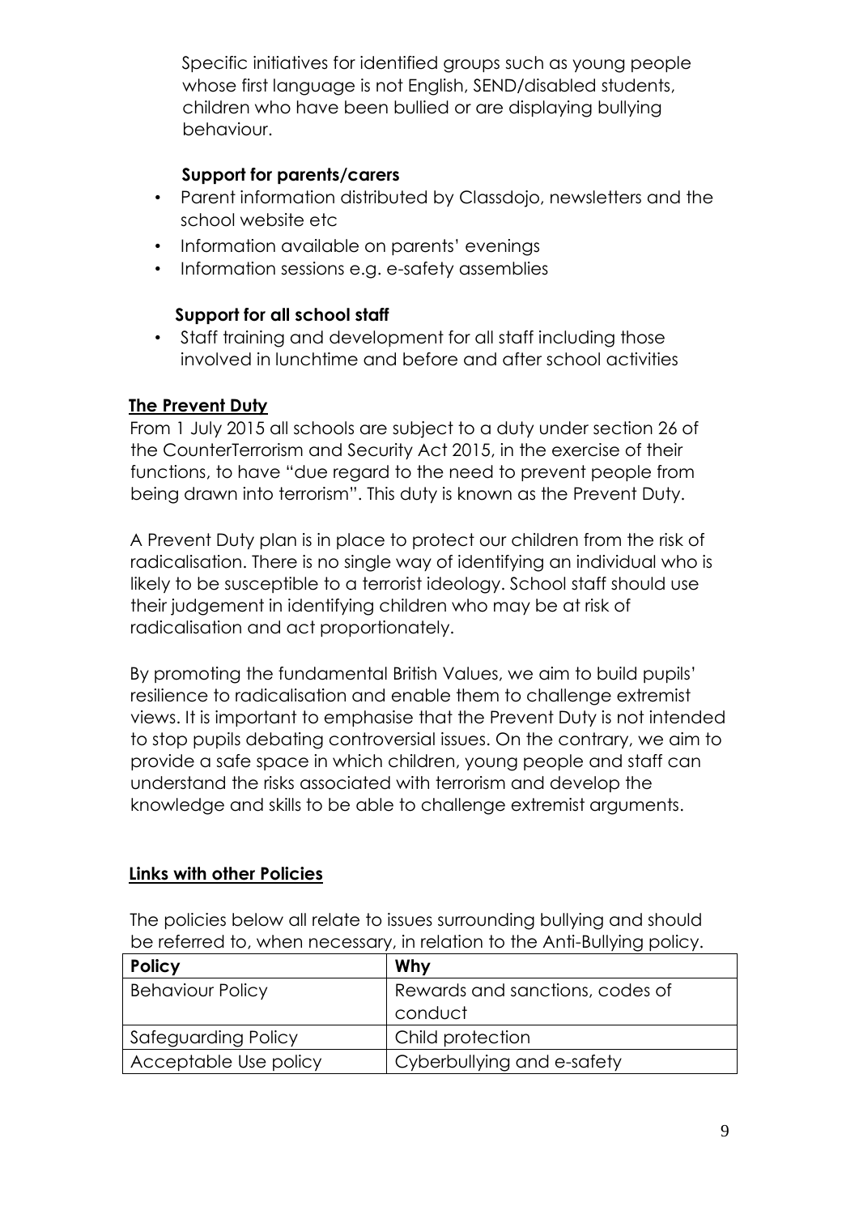Specific initiatives for identified groups such as young people whose first language is not English, SEND/disabled students, children who have been bullied or are displaying bullying behaviour.

**Support for parents/carers**

- Parent information distributed by Classdojo, newsletters and the school website etc
- Information available on parents' evenings
- Information sessions e.g. e-safety assemblies

**Support for all school staff**

- Staff training and development for all staff including those involved in lunchtime and before and after school activities

**The Prevent Duty**

From 1 July 2015 all schools are subject to a duty under section 26 of the CounterTerrorism and Security Act 2015, in the exercise of their functions, to have "due regard to the need to prevent people from being drawn into terrorism". This duty is known as the Prevent Duty.

A Prevent Duty plan is in place to protect our children from the risk of radicalisation. There is no single way of identifying an individual who is likely to be susceptible to a terrorist ideology. School staff should use their judgement in identifying children who may be at risk of radicalisation and act proportionately.

By promoting the fundamental British Values, we aim to build pupils' resilience to radicalisation and enable them to challenge extremist views. It is important to emphasise that the Prevent Duty is not intended to stop pupils debating controversial issues. On the contrary, we aim to provide a safe space in which children, young people and staff can understand the risks associated with terrorism and develop the knowledge and skills to be able to challenge extremist arguments.

**Links with other Policies**

The policies below all relate to issues surrounding bullying and should be referred to, when necessary, in relation to the Anti-Bullying policy.

| Policy | Why |
| --- | --- |
| Behaviour Policy | Rewards and sanctions, codes of conduct |
| Safeguarding Policy | Child protection |
| Acceptable Use policy | Cyberbullying and e-safety |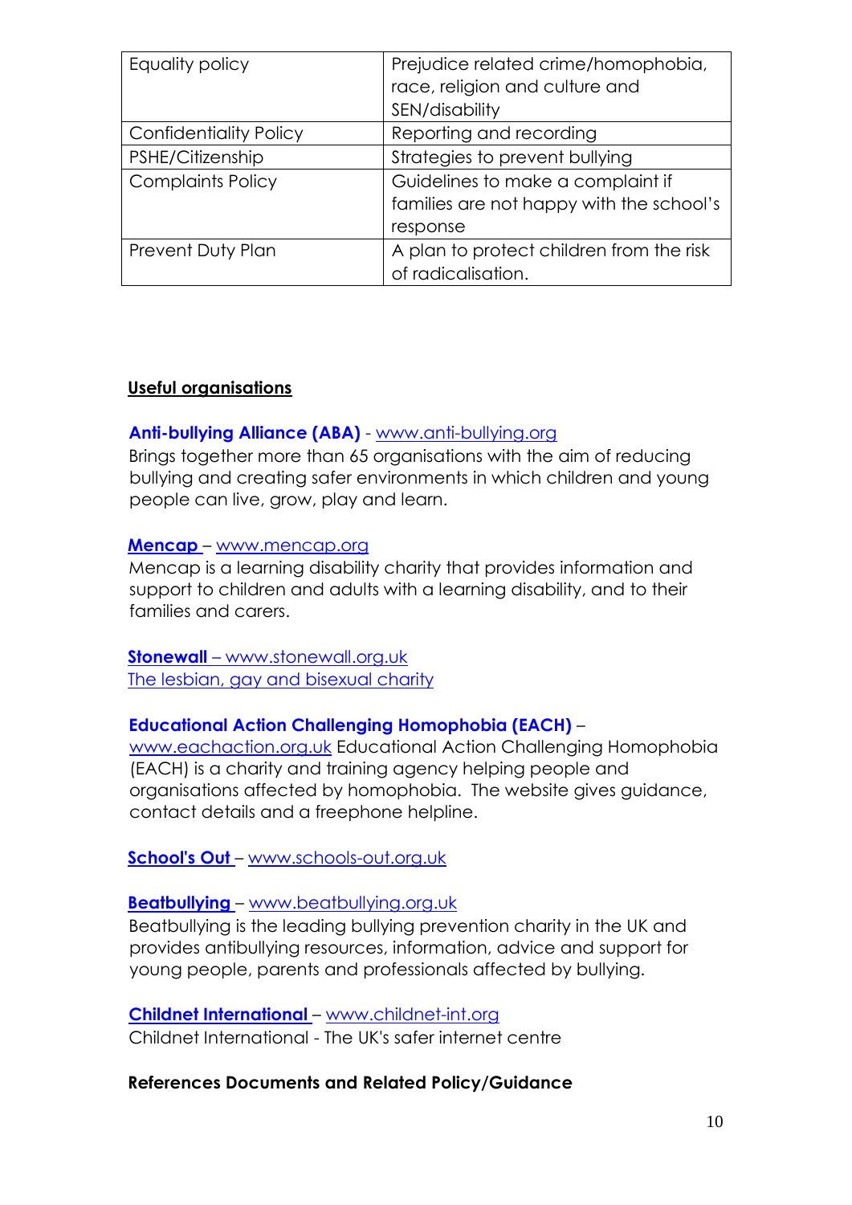| Equality policy | Prejudice related crime/homophobia, race, religion and culture and SEN/disability |
|---|---|
| Confidentiality Policy | Reporting and recording |
| PSHE/Citizenship | Strategies to prevent bullying |
| Complaints Policy | Guidelines to make a complaint if families are not happy with the school's response |
| Prevent Duty Plan | A plan to protect children from the risk of radicalisation. |

**Useful organisations**

**Anti-bullying Alliance (ABA)** - www.anti-bullying.org
Brings together more than 65 organisations with the aim of reducing bullying and creating safer environments in which children and young people can live, grow, play and learn.

**Mencap** – www.mencap.org
Mencap is a learning disability charity that provides information and support to children and adults with a learning disability, and to their families and carers.

**Stonewall** – www.stonewall.org.uk
The lesbian, gay and bisexual charity

**Educational Action Challenging Homophobia (EACH)** – www.eachaction.org.uk Educational Action Challenging Homophobia (EACH) is a charity and training agency helping people and organisations affected by homophobia. The website gives guidance, contact details and a freephone helpline.

**School's Out** – www.schools-out.org.uk

**Beatbullying** – www.beatbullying.org.uk
Beatbullying is the leading bullying prevention charity in the UK and provides antibullying resources, information, advice and support for young people, parents and professionals affected by bullying.

**Childnet International** – www.childnet-int.org
Childnet International - The UK's safer internet centre

**References Documents and Related Policy/Guidance**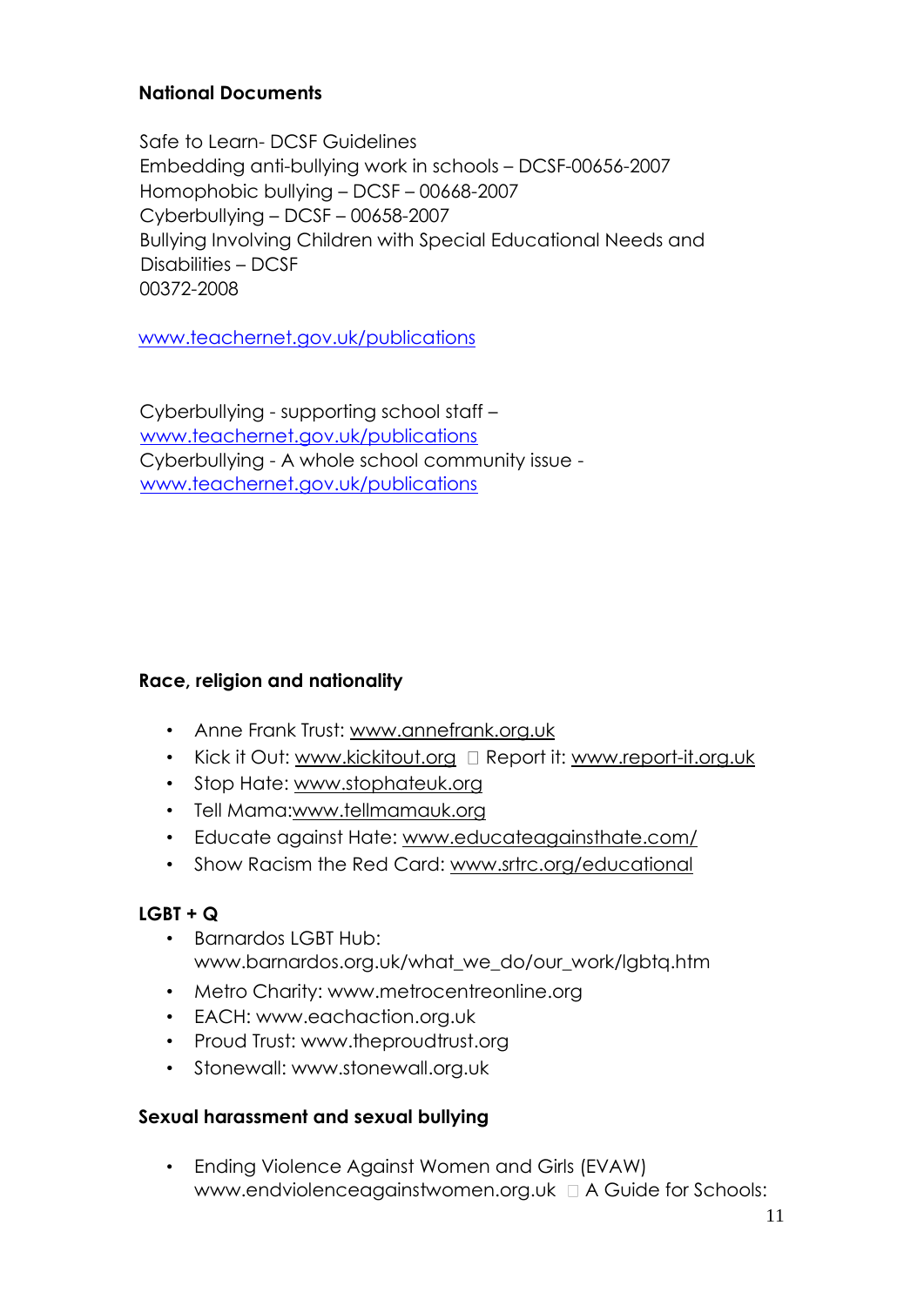**National Documents**

Safe to Learn- DCSF Guidelines
Embedding anti-bullying work in schools – DCSF-00656-2007
Homophobic bullying – DCSF – 00668-2007
Cyberbullying – DCSF – 00658-2007
Bullying Involving Children with Special Educational Needs and Disabilities – DCSF
00372-2008

www.teachernet.gov.uk/publications

Cyberbullying - supporting school staff – www.teachernet.gov.uk/publications
Cyberbullying - A whole school community issue - www.teachernet.gov.uk/publications

**Race, religion and nationality**

- Anne Frank Trust: www.annefrank.org.uk
- Kick it Out: www.kickitout.org  Report it: www.report-it.org.uk
- Stop Hate: www.stophateuk.org
- Tell Mama:www.tellmamauk.org
- Educate against Hate: www.educateagainsthate.com/
- Show Racism the Red Card: www.srtrc.org/educational

**LGBT + Q**

- Barnardos LGBT Hub: www.barnardos.org.uk/what_we_do/our_work/lgbtq.htm
- Metro Charity: www.metrocentreonline.org
- EACH: www.eachaction.org.uk
- Proud Trust: www.theproudtrust.org
- Stonewall: www.stonewall.org.uk

**Sexual harassment and sexual bullying**

- Ending Violence Against Women and Girls (EVAW) www.endviolenceagainstwomen.org.uk  A Guide for Schools: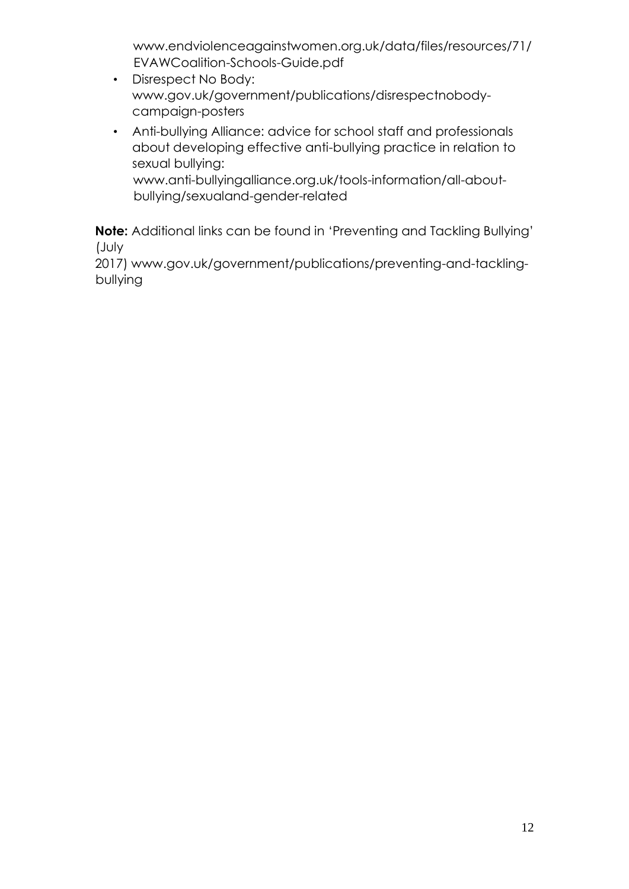www.endviolenceagainstwomen.org.uk/data/files/resources/71/EVAWCoalition-Schools-Guide.pdf

- Disrespect No Body: www.gov.uk/government/publications/disrespectnobody-campaign-posters
- Anti-bullying Alliance: advice for school staff and professionals about developing effective anti-bullying practice in relation to sexual bullying: www.anti-bullyingalliance.org.uk/tools-information/all-about-bullying/sexualand-gender-related

**Note:** Additional links can be found in 'Preventing and Tackling Bullying' (July 2017) www.gov.uk/government/publications/preventing-and-tackling-bullying